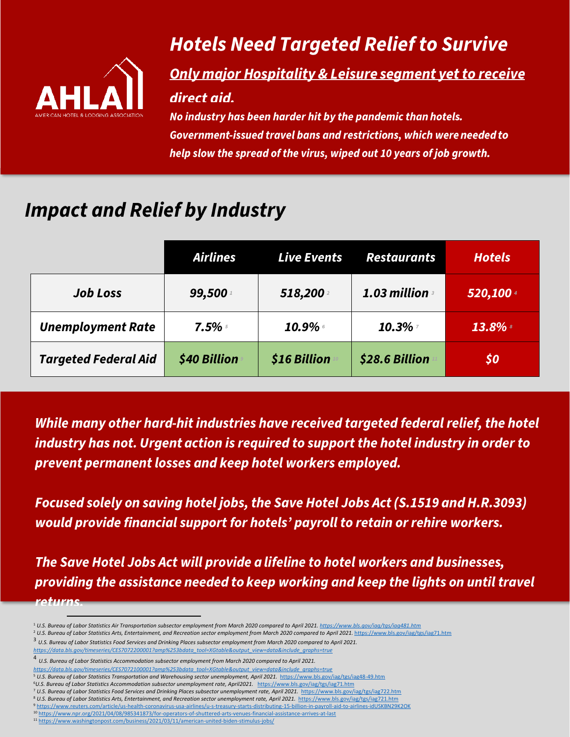AHLA
AMERICAN HOTEL & LODGING ASSOCIATION

# *Hotels Need Targeted Relief to Survive*

***Only major Hospitality & Leisure segment yet to receive direct aid.***

***No industry has been harder hit by the pandemic than hotels. Government-issued travel bans and restrictions, which were needed to help slow the spread of the virus, wiped out 10 years of job growth.***

## *Impact and Relief by Industry*

| | *Airlines* | *Live Events* | *Restaurants* | *Hotels* |
|---|---|---|---|---|
| ***Job Loss*** | ***99,500*** [1] | ***518,200*** [2] | ***1.03 million*** [3] | ***520,100*** [4] |
| ***Unemployment Rate*** | ***7.5%*** [5] | ***10.9%*** [6] | ***10.3%*** [7] | ***13.8%*** [8] |
| ***Targeted Federal Aid*** | ***$40 Billion*** [9] | ***$16 Billion*** [10] | ***$28.6 Billion*** [11] | ***$0*** |

***While many other hard-hit industries have received targeted federal relief, the hotel industry has not. Urgent action is required to support the hotel industry in order to prevent permanent losses and keep hotel workers employed.***

***Focused solely on saving hotel jobs, the Save Hotel Jobs Act (S.1519 and H.R.3093) would provide financial support for hotels' payroll to retain or rehire workers.***

***The Save Hotel Jobs Act will provide a lifeline to hotel workers and businesses, providing the assistance needed to keep working and keep the lights on until travel returns.***

---

[1] *U.S. Bureau of Labor Statistics Air Transportation subsector employment from March 2020 compared to April 2021.* https://www.bls.gov/iag/tgs/iag481.htm

[2] *U.S. Bureau of Labor Statistics Arts, Entertainment, and Recreation sector employment from March 2020 compared to April 2021.* https://www.bls.gov/iag/tgs/iag71.htm

[3] *U.S. Bureau of Labor Statistics Food Services and Drinking Places subsector employment from March 2020 compared to April 2021.* https://data.bls.gov/timeseries/CES7072200001?amp%253bdata_tool=XGtable&output_view=data&include_graphs=true

[4] *U.S. Bureau of Labor Statistics Accommodation subsector employment from March 2020 compared to April 2021.* https://data.bls.gov/timeseries/CES7072100001?amp%253bdata_tool=XGtable&output_view=data&include_graphs=true

[5] *U.S. Bureau of Labor Statistics Transportation and Warehousing sector unemployment, April 2021.* https://www.bls.gov/iag/tgs/iag48-49.htm

[6] *U.S. Bureau of Labor Statistics Accommodation subsector unemployment rate, April2021.* https://www.bls.gov/iag/tgs/iag71.htm

[7] *U.S. Bureau of Labor Statistics Food Services and Drinking Places subsector unemployment rate, April 2021.* https://www.bls.gov/iag/tgs/iag722.htm

[8] *U.S. Bureau of Labor Statistics Arts, Entertainment, and Recreation sector unemployment rate, April 2021.* https://www.bls.gov/iag/tgs/iag721.htm

[9] https://www.reuters.com/article/us-health-coronavirus-usa-airlines/u-s-treasury-starts-distributing-15-billion-in-payroll-aid-to-airlines-idUSKBN29K2OK

[10] https://www.npr.org/2021/04/08/985341873/for-operators-of-shuttered-arts-venues-financial-assistance-arrives-at-last

[11] https://www.washingtonpost.com/business/2021/03/11/american-united-biden-stimulus-jobs/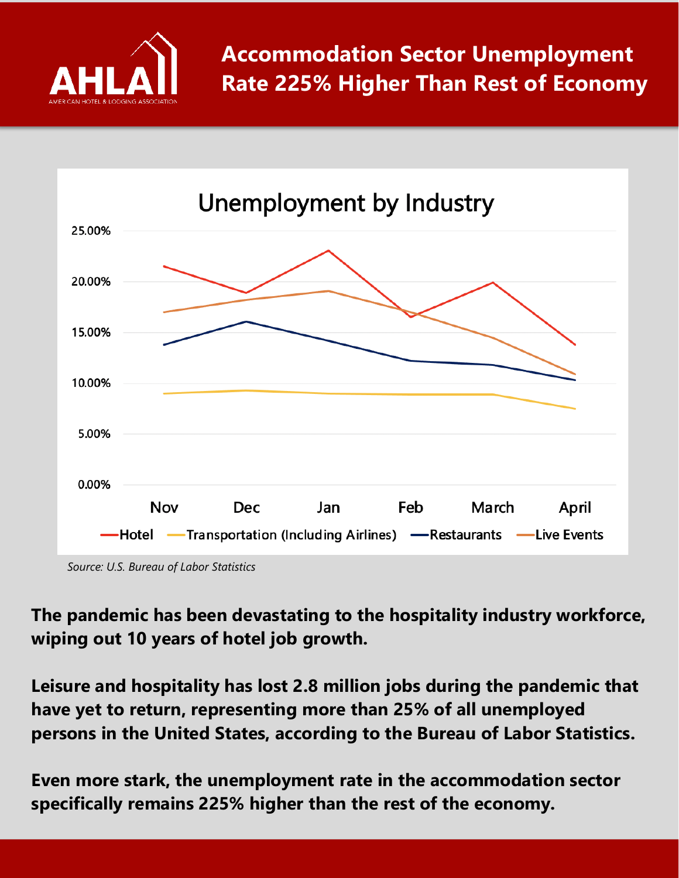AHLA
AMERICAN HOTEL & LODGING ASSOCIATION

# Accommodation Sector Unemployment Rate 225% Higher Than Rest of Economy

Unemployment by Industry

25.00%
20.00%
15.00%
10.00%
5.00%
0.00%

Nov
Dec
Jan
Feb
March
April

Hotel
Transportation (Including Airlines)
Restaurants
Live Events

*Source: U.S. Bureau of Labor Statistics*

**The pandemic has been devastating to the hospitality industry workforce, wiping out 10 years of hotel job growth.**

**Leisure and hospitality has lost 2.8 million jobs during the pandemic that have yet to return, representing more than 25% of all unemployed persons in the United States, according to the Bureau of Labor Statistics.**

**Even more stark, the unemployment rate in the accommodation sector specifically remains 225% higher than the rest of the economy.**